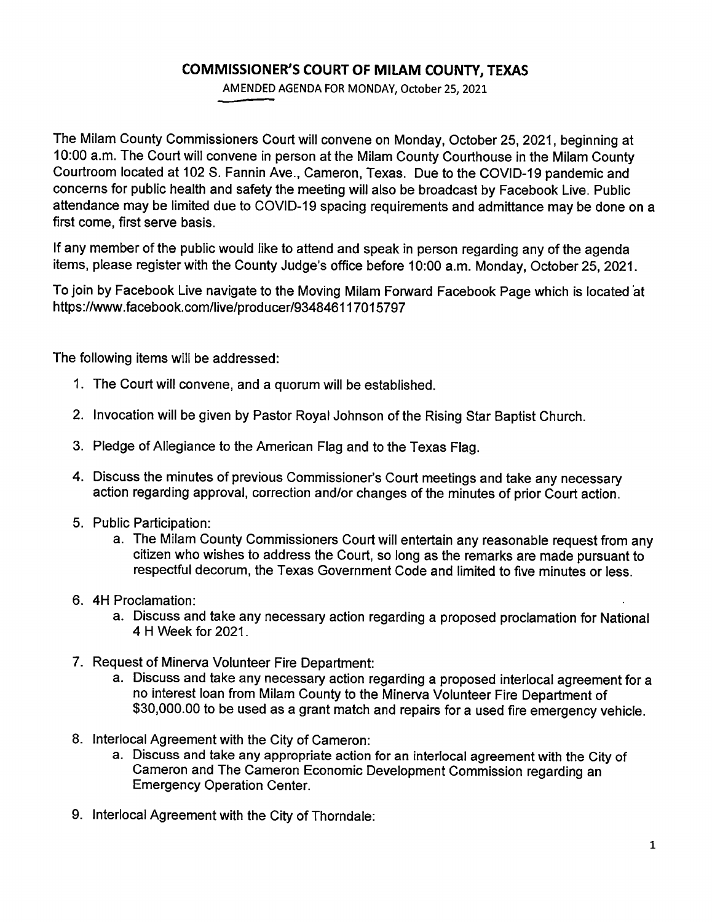# COMMISSIONER'S COURT OF MILAM COUNTY, TEXAS

AMENDED AGENDA FOR MONDAY, October 25, 2021

The Milam County Commissioners Court will convene on Monday, October 25, 2021, beginning at 10:00 a.m. The Court will convene in person at the Milam County Courthouse in the Milam County Courtroom located at 102 S. Fannin Ave., Cameron, Texas. Due to the COVID-19 pandemic and concerns for public health and safety the meeting will also be broadcast by Facebook Live. Public attendance may be limited due to COVID-19 spacing requirements and admittance may be done on a first come, first serve basis.

If any member of the public would like to attend and speak in person regarding any of the agenda items, please register with the County Judge's office before 10:00 a.m. Monday, October 25, 2021.

To join by Facebook Live navigate to the Moving Milam Forward Facebook Page which is located at https://www.facebook.com/live/producer/934846117015797

The following items will be addressed:

1. The Court will convene, and a quorum will be established.
2. Invocation will be given by Pastor Royal Johnson of the Rising Star Baptist Church.
3. Pledge of Allegiance to the American Flag and to the Texas Flag.
4. Discuss the minutes of previous Commissioner's Court meetings and take any necessary action regarding approval, correction and/or changes of the minutes of prior Court action.
5. Public Participation:
   a. The Milam County Commissioners Court will entertain any reasonable request from any citizen who wishes to address the Court, so long as the remarks are made pursuant to respectful decorum, the Texas Government Code and limited to five minutes or less.
6. 4H Proclamation:
   a. Discuss and take any necessary action regarding a proposed proclamation for National 4 H Week for 2021.
7. Request of Minerva Volunteer Fire Department:
   a. Discuss and take any necessary action regarding a proposed interlocal agreement for a no interest loan from Milam County to the Minerva Volunteer Fire Department of $30,000.00 to be used as a grant match and repairs for a used fire emergency vehicle.
8. Interlocal Agreement with the City of Cameron:
   a. Discuss and take any appropriate action for an interlocal agreement with the City of Cameron and The Cameron Economic Development Commission regarding an Emergency Operation Center.
9. Interlocal Agreement with the City of Thorndale: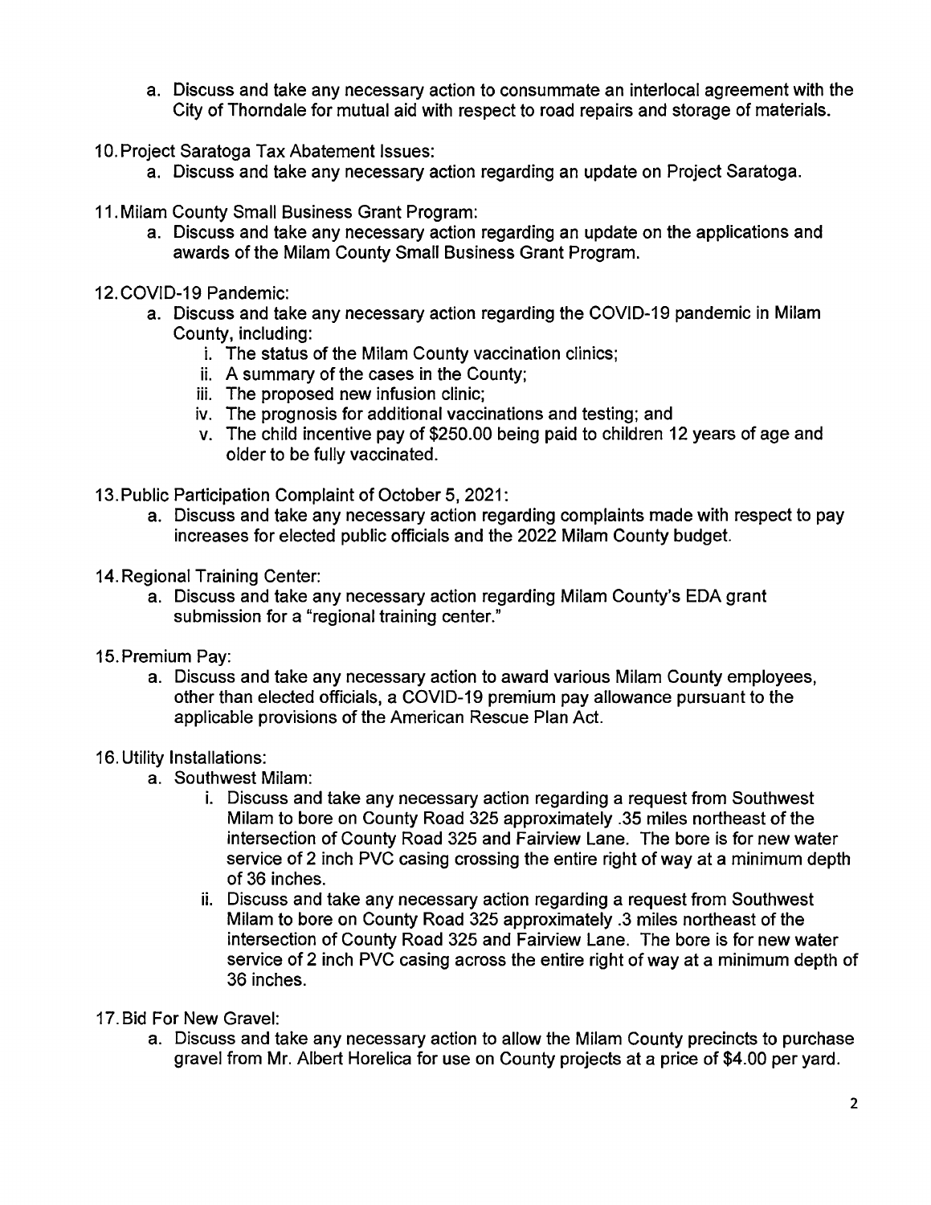a. Discuss and take any necessary action to consummate an interlocal agreement with the City of Thorndale for mutual aid with respect to road repairs and storage of materials.

10. Project Saratoga Tax Abatement Issues:
    a. Discuss and take any necessary action regarding an update on Project Saratoga.

11. Milam County Small Business Grant Program:
    a. Discuss and take any necessary action regarding an update on the applications and awards of the Milam County Small Business Grant Program.

12. COVID-19 Pandemic:
    a. Discuss and take any necessary action regarding the COVID-19 pandemic in Milam County, including:
       i. The status of the Milam County vaccination clinics;
       ii. A summary of the cases in the County;
       iii. The proposed new infusion clinic;
       iv. The prognosis for additional vaccinations and testing; and
       v. The child incentive pay of $250.00 being paid to children 12 years of age and older to be fully vaccinated.

13. Public Participation Complaint of October 5, 2021:
    a. Discuss and take any necessary action regarding complaints made with respect to pay increases for elected public officials and the 2022 Milam County budget.

14. Regional Training Center:
    a. Discuss and take any necessary action regarding Milam County's EDA grant submission for a "regional training center."

15. Premium Pay:
    a. Discuss and take any necessary action to award various Milam County employees, other than elected officials, a COVID-19 premium pay allowance pursuant to the applicable provisions of the American Rescue Plan Act.

16. Utility Installations:
    a. Southwest Milam:
       i. Discuss and take any necessary action regarding a request from Southwest Milam to bore on County Road 325 approximately .35 miles northeast of the intersection of County Road 325 and Fairview Lane. The bore is for new water service of 2 inch PVC casing crossing the entire right of way at a minimum depth of 36 inches.
       ii. Discuss and take any necessary action regarding a request from Southwest Milam to bore on County Road 325 approximately .3 miles northeast of the intersection of County Road 325 and Fairview Lane. The bore is for new water service of 2 inch PVC casing across the entire right of way at a minimum depth of 36 inches.

17. Bid For New Gravel:
    a. Discuss and take any necessary action to allow the Milam County precincts to purchase gravel from Mr. Albert Horelica for use on County projects at a price of $4.00 per yard.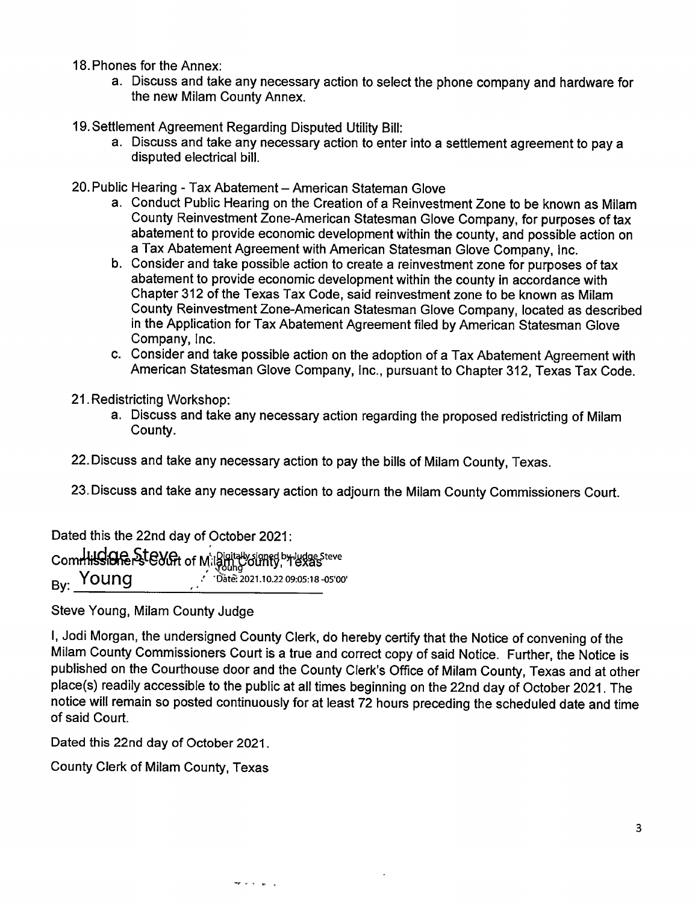18. Phones for the Annex:
    a. Discuss and take any necessary action to select the phone company and hardware for the new Milam County Annex.

19. Settlement Agreement Regarding Disputed Utility Bill:
    a. Discuss and take any necessary action to enter into a settlement agreement to pay a disputed electrical bill.

20. Public Hearing - Tax Abatement – American Stateman Glove
    a. Conduct Public Hearing on the Creation of a Reinvestment Zone to be known as Milam County Reinvestment Zone-American Statesman Glove Company, for purposes of tax abatement to provide economic development within the county, and possible action on a Tax Abatement Agreement with American Statesman Glove Company, Inc.
    b. Consider and take possible action to create a reinvestment zone for purposes of tax abatement to provide economic development within the county in accordance with Chapter 312 of the Texas Tax Code, said reinvestment zone to be known as Milam County Reinvestment Zone-American Statesman Glove Company, located as described in the Application for Tax Abatement Agreement filed by American Statesman Glove Company, Inc.
    c. Consider and take possible action on the adoption of a Tax Abatement Agreement with American Statesman Glove Company, Inc., pursuant to Chapter 312, Texas Tax Code.

21. Redistricting Workshop:
    a. Discuss and take any necessary action regarding the proposed redistricting of Milam County.

22. Discuss and take any necessary action to pay the bills of Milam County, Texas.

23. Discuss and take any necessary action to adjourn the Milam County Commissioners Court.

Dated this the 22nd day of October 2021:

Commissioners Court of Milam County, Texas

By: Judge Steve Young (Digitally signed by Judge Steve Young Date: 2021.10.22 09:05:18 -05'00')

Steve Young, Milam County Judge

I, Jodi Morgan, the undersigned County Clerk, do hereby certify that the Notice of convening of the Milam County Commissioners Court is a true and correct copy of said Notice. Further, the Notice is published on the Courthouse door and the County Clerk's Office of Milam County, Texas and at other place(s) readily accessible to the public at all times beginning on the 22nd day of October 2021. The notice will remain so posted continuously for at least 72 hours preceding the scheduled date and time of said Court.

Dated this 22nd day of October 2021.

County Clerk of Milam County, Texas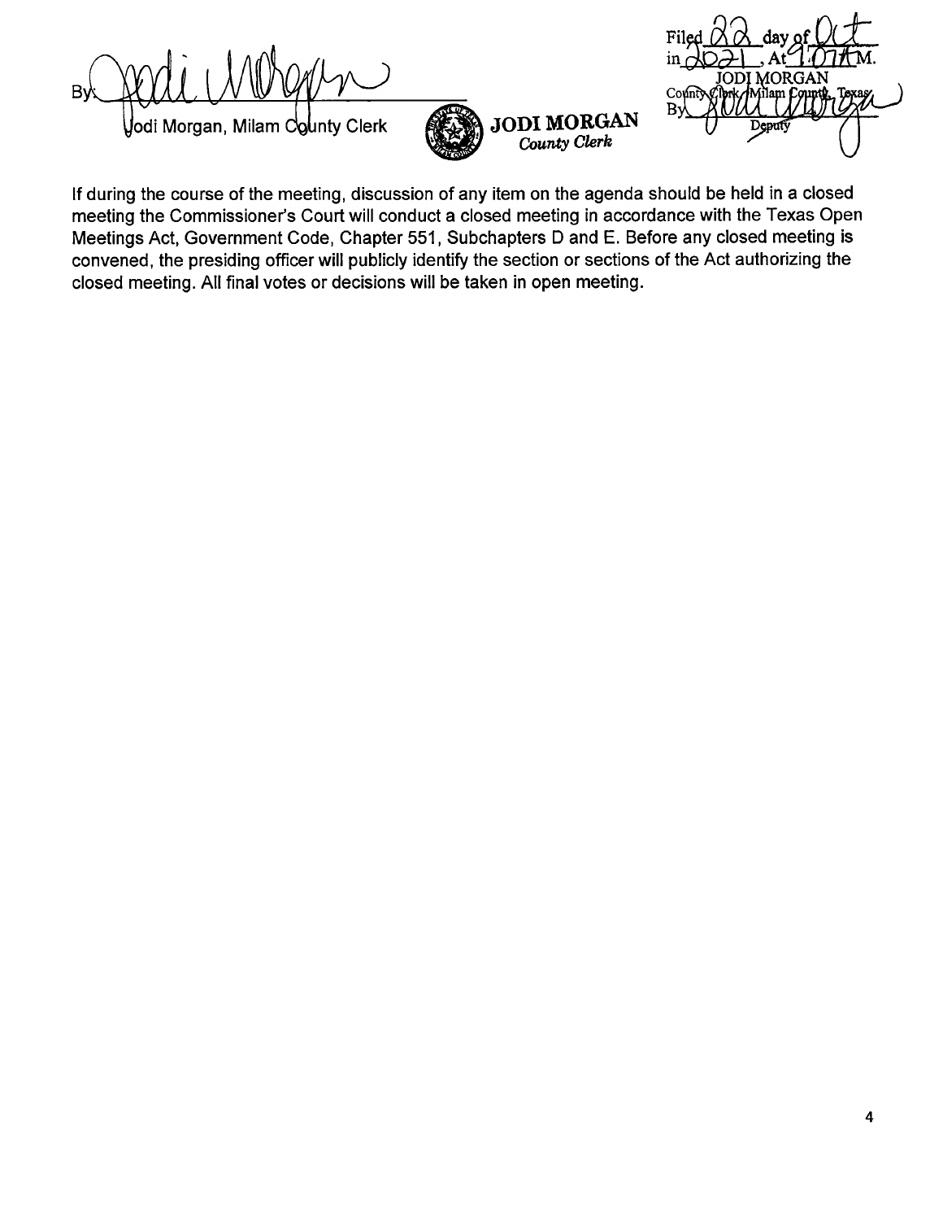By: Jodi Morgan

Jodi Morgan, Milam County Clerk

**JODI MORGAN**
*County Clerk*

Filed 22 day of Oct in 2021, At 1:07 PM.
JODI MORGAN
County Clerk, Milam County, Texas
By: Jodi Morgan
Deputy

If during the course of the meeting, discussion of any item on the agenda should be held in a closed meeting the Commissioner's Court will conduct a closed meeting in accordance with the Texas Open Meetings Act, Government Code, Chapter 551, Subchapters D and E. Before any closed meeting is convened, the presiding officer will publicly identify the section or sections of the Act authorizing the closed meeting. All final votes or decisions will be taken in open meeting.